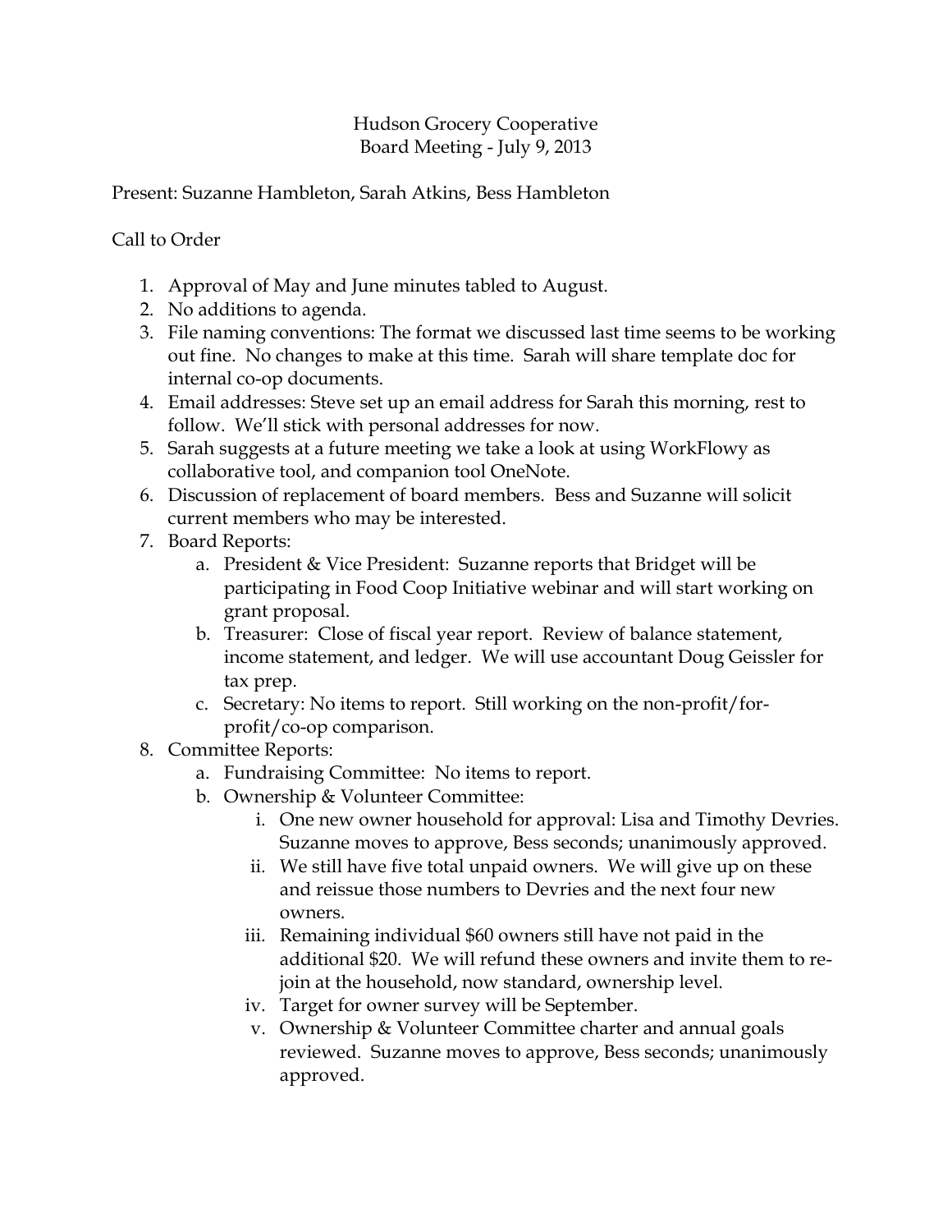Hudson Grocery Cooperative
Board Meeting - July 9, 2013

Present: Suzanne Hambleton, Sarah Atkins, Bess Hambleton

Call to Order

1. Approval of May and June minutes tabled to August.
2. No additions to agenda.
3. File naming conventions: The format we discussed last time seems to be working out fine. No changes to make at this time. Sarah will share template doc for internal co-op documents.
4. Email addresses: Steve set up an email address for Sarah this morning, rest to follow. We'll stick with personal addresses for now.
5. Sarah suggests at a future meeting we take a look at using WorkFlowy as collaborative tool, and companion tool OneNote.
6. Discussion of replacement of board members. Bess and Suzanne will solicit current members who may be interested.
7. Board Reports:
    a. President & Vice President: Suzanne reports that Bridget will be participating in Food Coop Initiative webinar and will start working on grant proposal.
    b. Treasurer: Close of fiscal year report. Review of balance statement, income statement, and ledger. We will use accountant Doug Geissler for tax prep.
    c. Secretary: No items to report. Still working on the non-profit/for-profit/co-op comparison.
8. Committee Reports:
    a. Fundraising Committee: No items to report.
    b. Ownership & Volunteer Committee:
        i. One new owner household for approval: Lisa and Timothy Devries. Suzanne moves to approve, Bess seconds; unanimously approved.
        ii. We still have five total unpaid owners. We will give up on these and reissue those numbers to Devries and the next four new owners.
        iii. Remaining individual $60 owners still have not paid in the additional $20. We will refund these owners and invite them to re-join at the household, now standard, ownership level.
        iv. Target for owner survey will be September.
        v. Ownership & Volunteer Committee charter and annual goals reviewed. Suzanne moves to approve, Bess seconds; unanimously approved.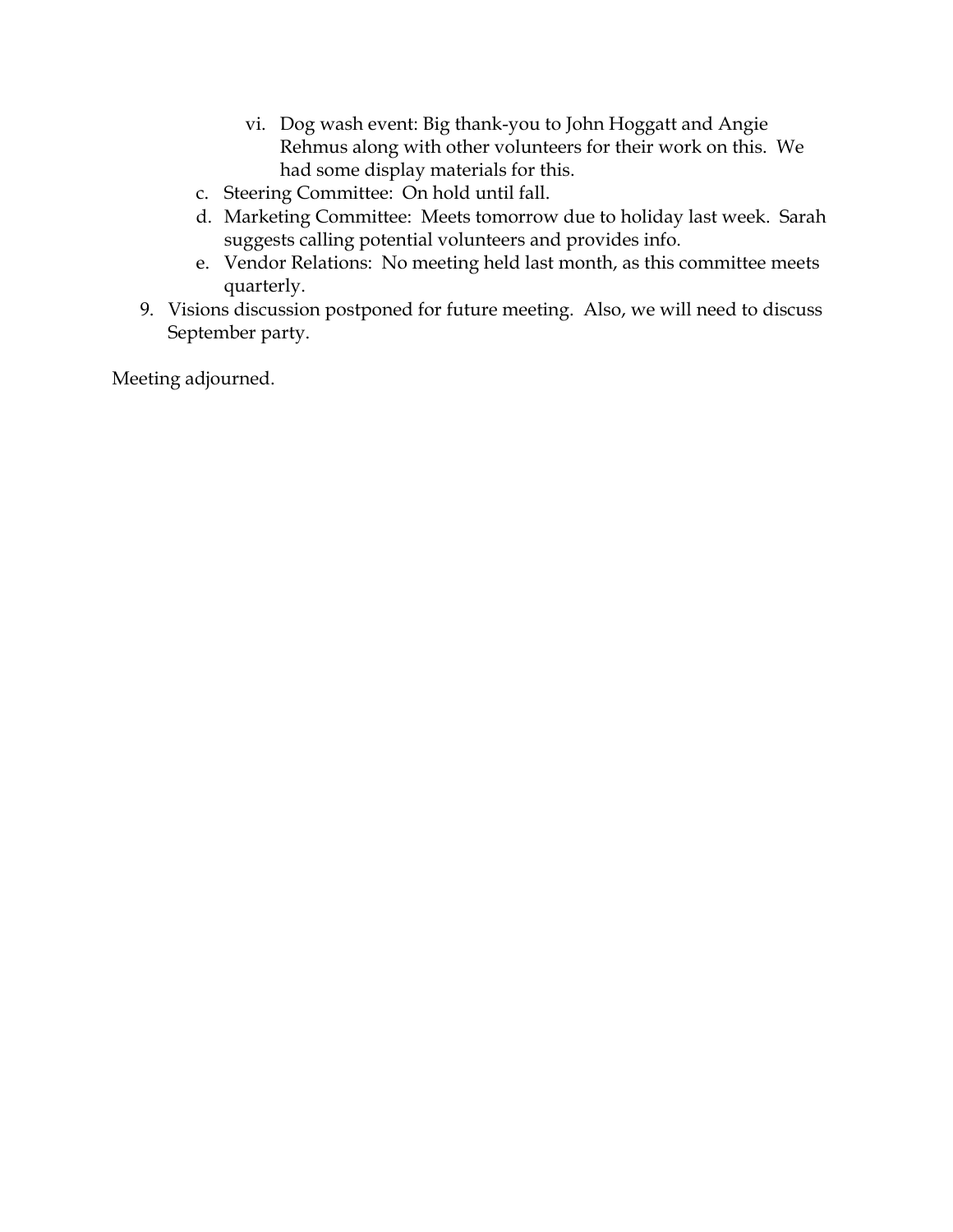vi. Dog wash event: Big thank-you to John Hoggatt and Angie Rehmus along with other volunteers for their work on this. We had some display materials for this.

   c. Steering Committee: On hold until fall.
   d. Marketing Committee: Meets tomorrow due to holiday last week. Sarah suggests calling potential volunteers and provides info.
   e. Vendor Relations: No meeting held last month, as this committee meets quarterly.

9. Visions discussion postponed for future meeting. Also, we will need to discuss September party.

Meeting adjourned.